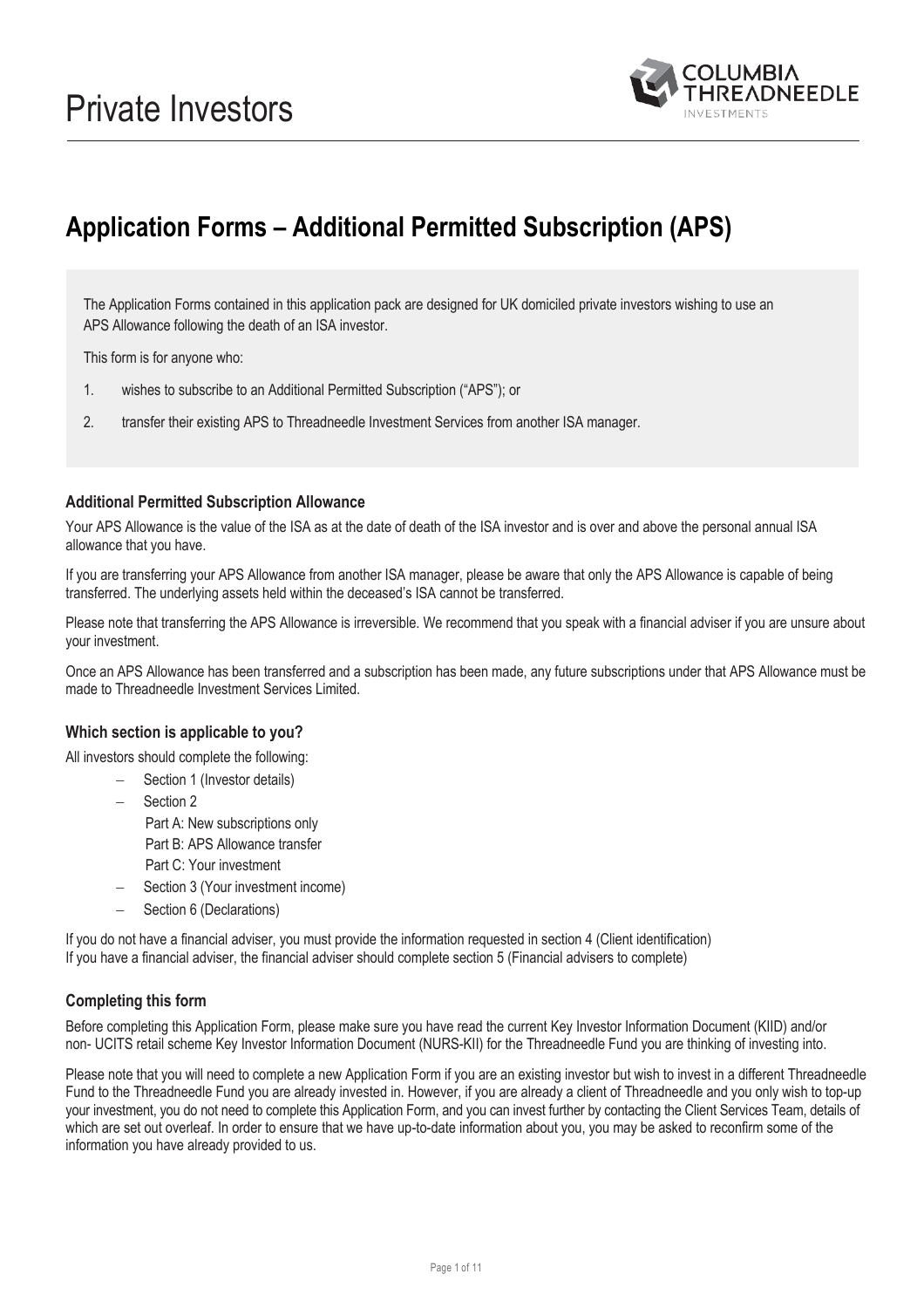# Private Investors

## Application Forms – Additional Permitted Subscription (APS)

The Application Forms contained in this application pack are designed for UK domiciled private investors wishing to use an APS Allowance following the death of an ISA investor.

This form is for anyone who:

1. wishes to subscribe to an Additional Permitted Subscription ("APS"); or
2. transfer their existing APS to Threadneedle Investment Services from another ISA manager.

### Additional Permitted Subscription Allowance

Your APS Allowance is the value of the ISA as at the date of death of the ISA investor and is over and above the personal annual ISA allowance that you have.

If you are transferring your APS Allowance from another ISA manager, please be aware that only the APS Allowance is capable of being transferred. The underlying assets held within the deceased's ISA cannot be transferred.

Please note that transferring the APS Allowance is irreversible. We recommend that you speak with a financial adviser if you are unsure about your investment.

Once an APS Allowance has been transferred and a subscription has been made, any future subscriptions under that APS Allowance must be made to Threadneedle Investment Services Limited.

### Which section is applicable to you?

All investors should complete the following:

- Section 1 (Investor details)
- Section 2
  - Part A: New subscriptions only
  - Part B: APS Allowance transfer
  - Part C: Your investment
- Section 3 (Your investment income)
- Section 6 (Declarations)

If you do not have a financial adviser, you must provide the information requested in section 4 (Client identification)
If you have a financial adviser, the financial adviser should complete section 5 (Financial advisers to complete)

### Completing this form

Before completing this Application Form, please make sure you have read the current Key Investor Information Document (KIID) and/or non- UCITS retail scheme Key Investor Information Document (NURS-KII) for the Threadneedle Fund you are thinking of investing into.

Please note that you will need to complete a new Application Form if you are an existing investor but wish to invest in a different Threadneedle Fund to the Threadneedle Fund you are already invested in. However, if you are already a client of Threadneedle and you only wish to top-up your investment, you do not need to complete this Application Form, and you can invest further by contacting the Client Services Team, details of which are set out overleaf. In order to ensure that we have up-to-date information about you, you may be asked to reconfirm some of the information you have already provided to us.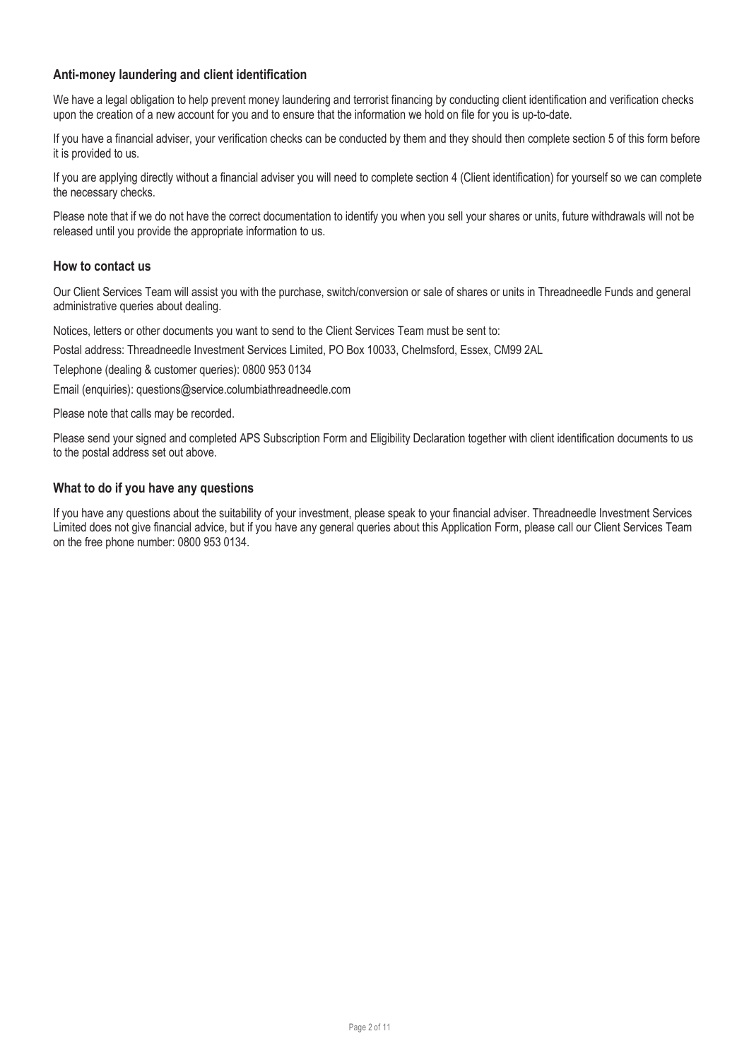### Anti-money laundering and client identification

We have a legal obligation to help prevent money laundering and terrorist financing by conducting client identification and verification checks upon the creation of a new account for you and to ensure that the information we hold on file for you is up-to-date.

If you have a financial adviser, your verification checks can be conducted by them and they should then complete section 5 of this form before it is provided to us.

If you are applying directly without a financial adviser you will need to complete section 4 (Client identification) for yourself so we can complete the necessary checks.

Please note that if we do not have the correct documentation to identify you when you sell your shares or units, future withdrawals will not be released until you provide the appropriate information to us.

### How to contact us

Our Client Services Team will assist you with the purchase, switch/conversion or sale of shares or units in Threadneedle Funds and general administrative queries about dealing.

Notices, letters or other documents you want to send to the Client Services Team must be sent to:

Postal address: Threadneedle Investment Services Limited, PO Box 10033, Chelmsford, Essex, CM99 2AL

Telephone (dealing & customer queries): 0800 953 0134

Email (enquiries): questions@service.columbiathreadneedle.com

Please note that calls may be recorded.

Please send your signed and completed APS Subscription Form and Eligibility Declaration together with client identification documents to us to the postal address set out above.

### What to do if you have any questions

If you have any questions about the suitability of your investment, please speak to your financial adviser. Threadneedle Investment Services Limited does not give financial advice, but if you have any general queries about this Application Form, please call our Client Services Team on the free phone number: 0800 953 0134.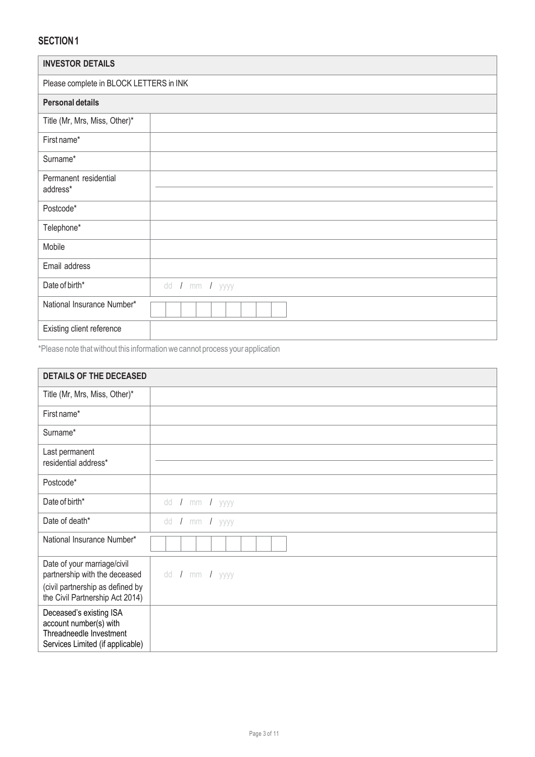## SECTION 1

| INVESTOR DETAILS | |
|---|---|
| Please complete in BLOCK LETTERS in INK | |
| **Personal details** | |
| Title (Mr, Mrs, Miss, Other)* | |
| First name* | |
| Surname* | |
| Permanent residential address* | |
| Postcode* | |
| Telephone* | |
| Mobile | |
| Email address | |
| Date of birth* | dd / mm / yyyy |
| National Insurance Number* | |
| Existing client reference | |

*Please note that without this information we cannot process your application

| DETAILS OF THE DECEASED | |
|---|---|
| Title (Mr, Mrs, Miss, Other)* | |
| First name* | |
| Surname* | |
| Last permanent residential address* | |
| Postcode* | |
| Date of birth* | dd / mm / yyyy |
| Date of death* | dd / mm / yyyy |
| National Insurance Number* | |
| Date of your marriage/civil partnership with the deceased (civil partnership as defined by the Civil Partnership Act 2014) | dd / mm / yyyy |
| Deceased's existing ISA account number(s) with Threadneedle Investment Services Limited (if applicable) | |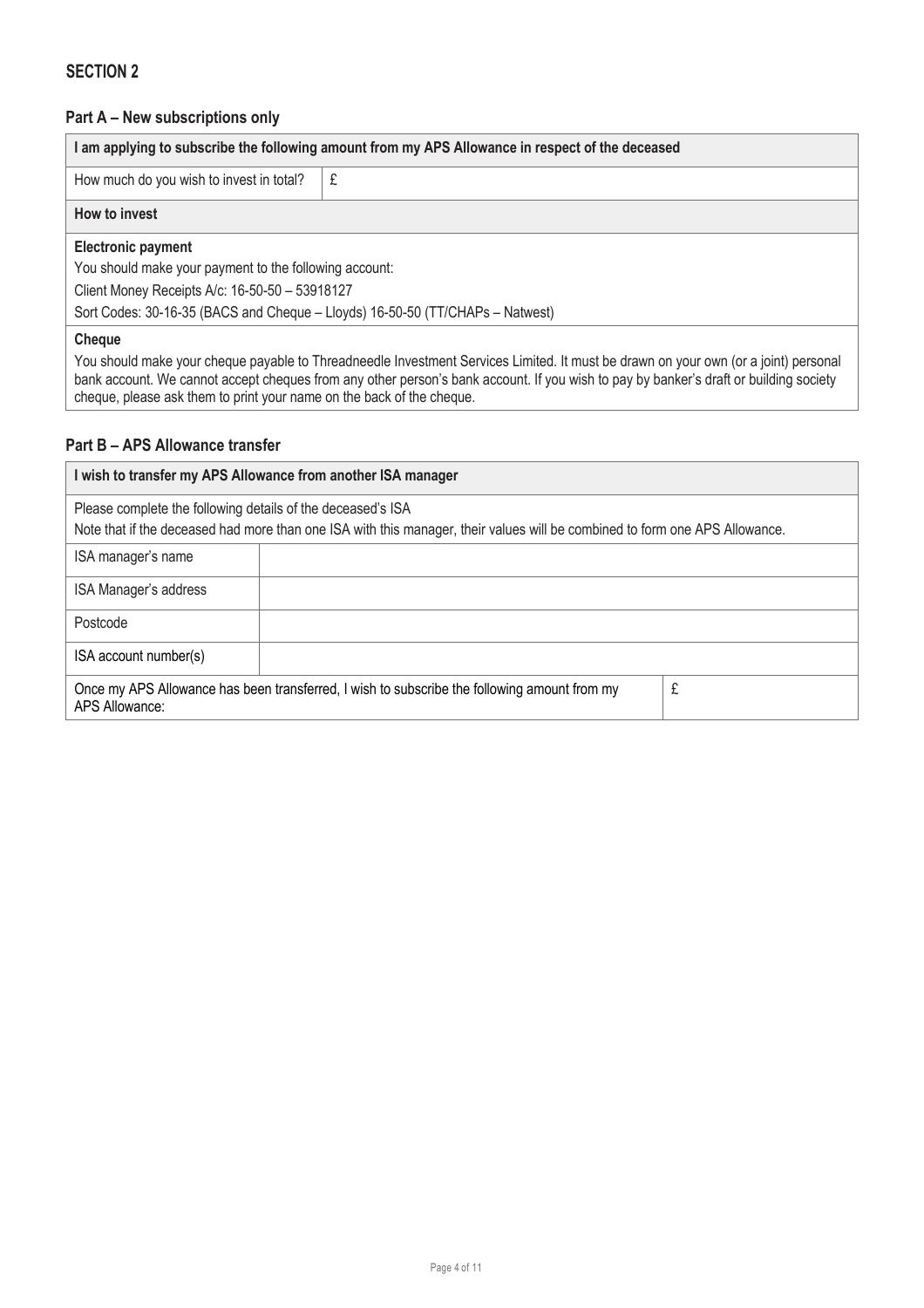## SECTION 2

### Part A – New subscriptions only

| **I am applying to subscribe the following amount from my APS Allowance in respect of the deceased** | |
|---|---|
| How much do you wish to invest in total? | £ |

**How to invest**

**Electronic payment**

You should make your payment to the following account:

Client Money Receipts A/c: 16-50-50 – 53918127

Sort Codes: 30-16-35 (BACS and Cheque – Lloyds) 16-50-50 (TT/CHAPs – Natwest)

**Cheque**

You should make your cheque payable to Threadneedle Investment Services Limited. It must be drawn on your own (or a joint) personal bank account. We cannot accept cheques from any other person's bank account. If you wish to pay by banker's draft or building society cheque, please ask them to print your name on the back of the cheque.

### Part B – APS Allowance transfer

**I wish to transfer my APS Allowance from another ISA manager**

Please complete the following details of the deceased's ISA

Note that if the deceased had more than one ISA with this manager, their values will be combined to form one APS Allowance.

| | |
|---|---|
| ISA manager's name | |
| ISA Manager's address | |
| Postcode | |
| ISA account number(s) | |

| | |
|---|---|
| Once my APS Allowance has been transferred, I wish to subscribe the following amount from my APS Allowance: | £ |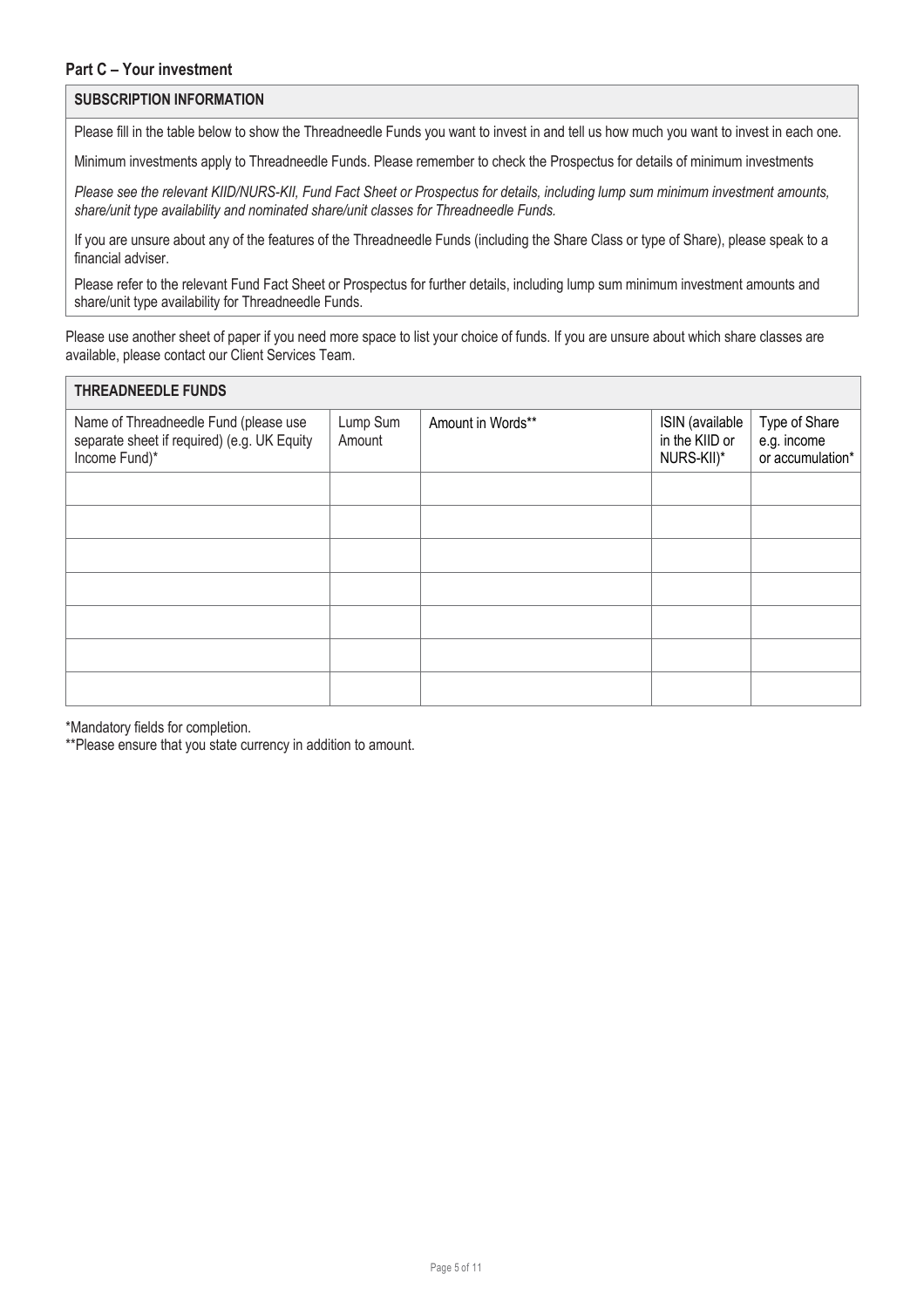## Part C – Your investment

### SUBSCRIPTION INFORMATION

Please fill in the table below to show the Threadneedle Funds you want to invest in and tell us how much you want to invest in each one.

Minimum investments apply to Threadneedle Funds. Please remember to check the Prospectus for details of minimum investments

*Please see the relevant KIID/NURS-KII, Fund Fact Sheet or Prospectus for details, including lump sum minimum investment amounts, share/unit type availability and nominated share/unit classes for Threadneedle Funds.*

If you are unsure about any of the features of the Threadneedle Funds (including the Share Class or type of Share), please speak to a financial adviser.

Please refer to the relevant Fund Fact Sheet or Prospectus for further details, including lump sum minimum investment amounts and share/unit type availability for Threadneedle Funds.

Please use another sheet of paper if you need more space to list your choice of funds. If you are unsure about which share classes are available, please contact our Client Services Team.

### THREADNEEDLE FUNDS

| Name of Threadneedle Fund (please use separate sheet if required) (e.g. UK Equity Income Fund)* | Lump Sum Amount | Amount in Words** | ISIN (available in the KIID or NURS-KII)* | Type of Share e.g. income or accumulation* |
|---|---|---|---|---|
| | | | | |
| | | | | |
| | | | | |
| | | | | |
| | | | | |
| | | | | |
| | | | | |

*Mandatory fields for completion.

**Please ensure that you state currency in addition to amount.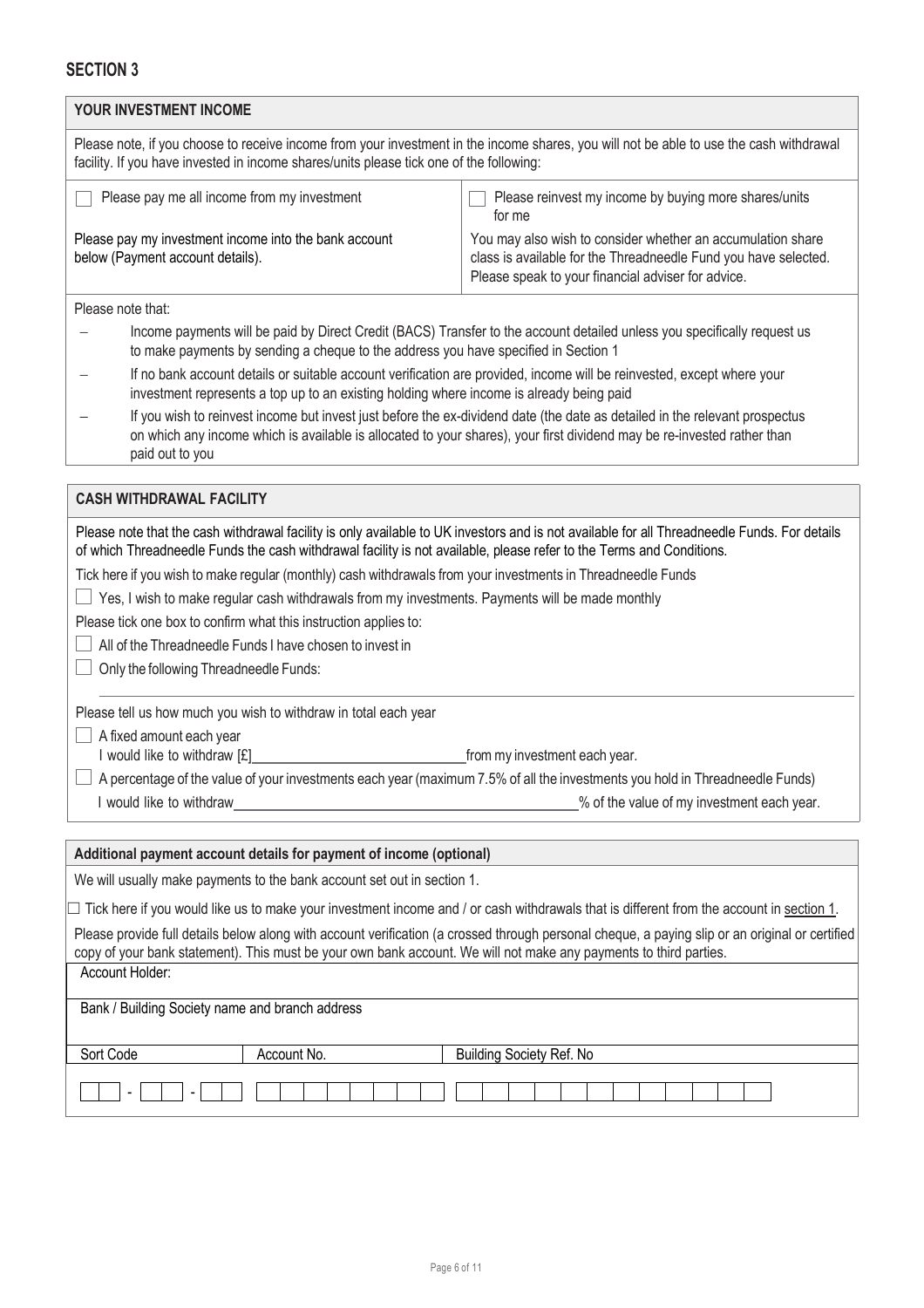## SECTION 3

### YOUR INVESTMENT INCOME

Please note, if you choose to receive income from your investment in the income shares, you will not be able to use the cash withdrawal facility. If you have invested in income shares/units please tick one of the following:

| ☐ Please pay me all income from my investment | ☐ Please reinvest my income by buying more shares/units for me |
|---|---|
| Please pay my investment income into the bank account below (Payment account details). | You may also wish to consider whether an accumulation share class is available for the Threadneedle Fund you have selected. Please speak to your financial adviser for advice. |

Please note that:

- Income payments will be paid by Direct Credit (BACS) Transfer to the account detailed unless you specifically request us to make payments by sending a cheque to the address you have specified in Section 1
- If no bank account details or suitable account verification are provided, income will be reinvested, except where your investment represents a top up to an existing holding where income is already being paid
- If you wish to reinvest income but invest just before the ex-dividend date (the date as detailed in the relevant prospectus on which any income which is available is allocated to your shares), your first dividend may be re-invested rather than paid out to you

### CASH WITHDRAWAL FACILITY

Please note that the cash withdrawal facility is only available to UK investors and is not available for all Threadneedle Funds. For details of which Threadneedle Funds the cash withdrawal facility is not available, please refer to the Terms and Conditions.

Tick here if you wish to make regular (monthly) cash withdrawals from your investments in Threadneedle Funds

☐ Yes, I wish to make regular cash withdrawals from my investments. Payments will be made monthly

Please tick one box to confirm what this instruction applies to:

☐ All of the Threadneedle Funds I have chosen to invest in

☐ Only the following Threadneedle Funds:

______________________________________________

Please tell us how much you wish to withdraw in total each year

☐ A fixed amount each year
I would like to withdraw [£]____________________ from my investment each year.

☐ A percentage of the value of your investments each year (maximum 7.5% of all the investments you hold in Threadneedle Funds)
I would like to withdraw____________________% of the value of my investment each year.

### Additional payment account details for payment of income (optional)

We will usually make payments to the bank account set out in section 1.

☐ Tick here if you would like us to make your investment income and / or cash withdrawals that is different from the account in section 1.

Please provide full details below along with account verification (a crossed through personal cheque, a paying slip or an original or certified copy of your bank statement). This must be your own bank account. We will not make any payments to third parties.

| Account Holder: | | |
|---|---|---|
| Bank / Building Society name and branch address | | |
| Sort Code | Account No. | Building Society Ref. No |
| ☐☐ - ☐☐ - ☐☐ | ☐☐☐☐☐☐☐☐ | ☐☐☐☐☐☐☐☐☐☐☐☐ |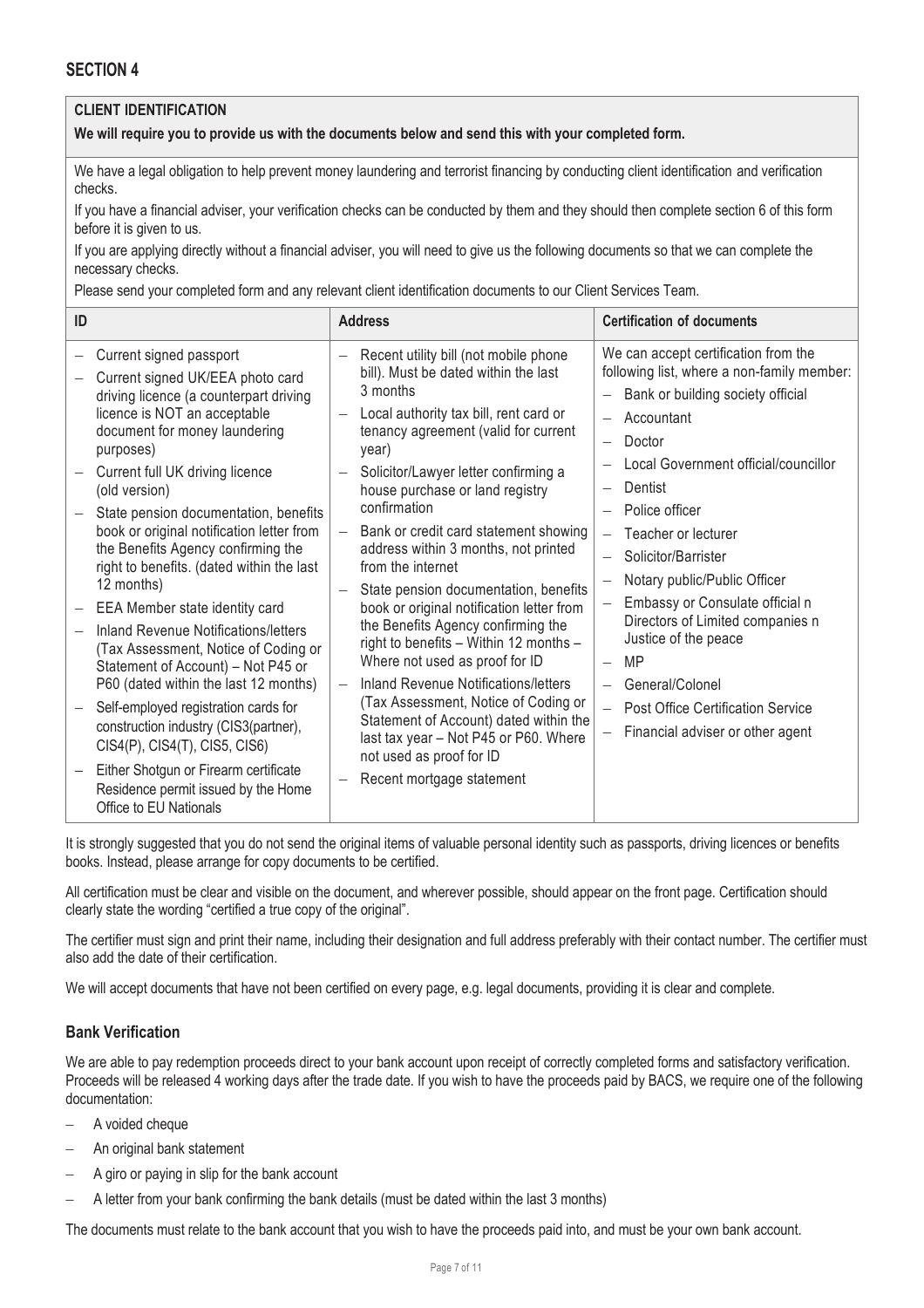## SECTION 4

**CLIENT IDENTIFICATION**

**We will require you to provide us with the documents below and send this with your completed form.**

We have a legal obligation to help prevent money laundering and terrorist financing by conducting client identification and verification checks.

If you have a financial adviser, your verification checks can be conducted by them and they should then complete section 6 of this form before it is given to us.

If you are applying directly without a financial adviser, you will need to give us the following documents so that we can complete the necessary checks.

Please send your completed form and any relevant client identification documents to our Client Services Team.

| ID | Address | Certification of documents |
|---|---|---|
| – Current signed passport<br>– Current signed UK/EEA photo card driving licence (a counterpart driving licence is NOT an acceptable document for money laundering purposes)<br>– Current full UK driving licence (old version)<br>– State pension documentation, benefits book or original notification letter from the Benefits Agency confirming the right to benefits. (dated within the last 12 months)<br>– EEA Member state identity card<br>– Inland Revenue Notifications/letters (Tax Assessment, Notice of Coding or Statement of Account) – Not P45 or P60 (dated within the last 12 months)<br>– Self-employed registration cards for construction industry (CIS3(partner), CIS4(P), CIS4(T), CIS5, CIS6)<br>– Either Shotgun or Firearm certificate Residence permit issued by the Home Office to EU Nationals | – Recent utility bill (not mobile phone bill). Must be dated within the last 3 months<br>– Local authority tax bill, rent card or tenancy agreement (valid for current year)<br>– Solicitor/Lawyer letter confirming a house purchase or land registry confirmation<br>– Bank or credit card statement showing address within 3 months, not printed from the internet<br>– State pension documentation, benefits book or original notification letter from the Benefits Agency confirming the right to benefits – Within 12 months – Where not used as proof for ID<br>– Inland Revenue Notifications/letters (Tax Assessment, Notice of Coding or Statement of Account) dated within the last tax year – Not P45 or P60. Where not used as proof for ID<br>– Recent mortgage statement | We can accept certification from the following list, where a non-family member:<br>– Bank or building society official<br>– Accountant<br>– Doctor<br>– Local Government official/councillor<br>– Dentist<br>– Police officer<br>– Teacher or lecturer<br>– Solicitor/Barrister<br>– Notary public/Public Officer<br>– Embassy or Consulate official n Directors of Limited companies n Justice of the peace<br>– MP<br>– General/Colonel<br>– Post Office Certification Service<br>– Financial adviser or other agent |

It is strongly suggested that you do not send the original items of valuable personal identity such as passports, driving licences or benefits books. Instead, please arrange for copy documents to be certified.

All certification must be clear and visible on the document, and wherever possible, should appear on the front page. Certification should clearly state the wording "certified a true copy of the original".

The certifier must sign and print their name, including their designation and full address preferably with their contact number. The certifier must also add the date of their certification.

We will accept documents that have not been certified on every page, e.g. legal documents, providing it is clear and complete.

### Bank Verification

We are able to pay redemption proceeds direct to your bank account upon receipt of correctly completed forms and satisfactory verification. Proceeds will be released 4 working days after the trade date. If you wish to have the proceeds paid by BACS, we require one of the following documentation:

- A voided cheque
- An original bank statement
- A giro or paying in slip for the bank account
- A letter from your bank confirming the bank details (must be dated within the last 3 months)

The documents must relate to the bank account that you wish to have the proceeds paid into, and must be your own bank account.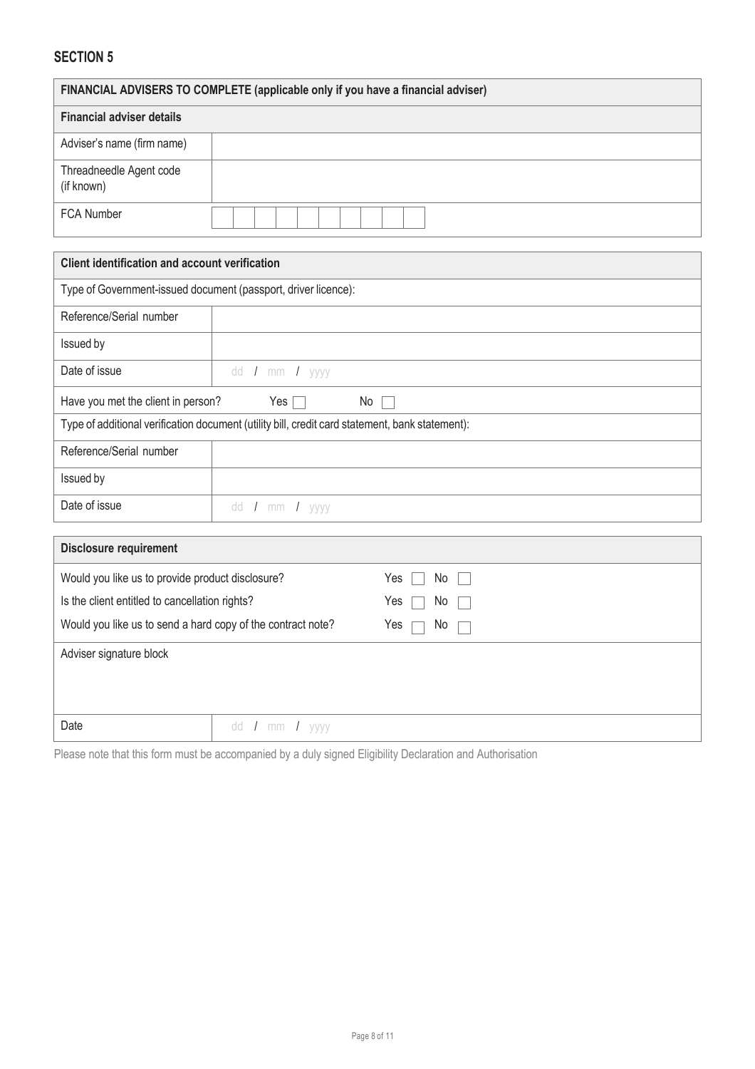## SECTION 5

| FINANCIAL ADVISERS TO COMPLETE (applicable only if you have a financial adviser) | |
|---|---|
| **Financial adviser details** | |
| Adviser's name (firm name) | |
| Threadneedle Agent code (if known) | |
| FCA Number | ☐☐☐☐☐☐☐☐☐☐ |

| Client identification and account verification | |
|---|---|
| Type of Government-issued document (passport, driver licence): | |
| Reference/Serial number | |
| Issued by | |
| Date of issue | dd / mm / yyyy |
| Have you met the client in person? Yes ☐ No ☐ | |
| Type of additional verification document (utility bill, credit card statement, bank statement): | |
| Reference/Serial number | |
| Issued by | |
| Date of issue | dd / mm / yyyy |

| Disclosure requirement | |
|---|---|
| Would you like us to provide product disclosure? | Yes ☐ No ☐ |
| Is the client entitled to cancellation rights? | Yes ☐ No ☐ |
| Would you like us to send a hard copy of the contract note? | Yes ☐ No ☐ |
| Adviser signature block | |
| Date | dd / mm / yyyy |

Please note that this form must be accompanied by a duly signed Eligibility Declaration and Authorisation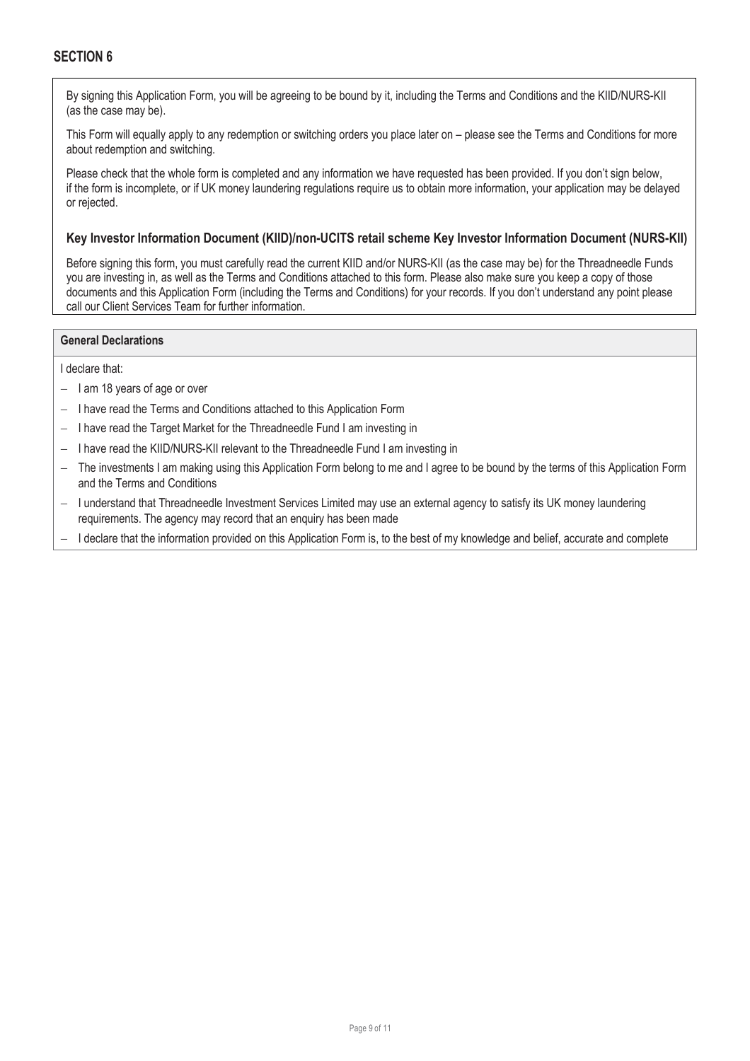## SECTION 6

By signing this Application Form, you will be agreeing to be bound by it, including the Terms and Conditions and the KIID/NURS-KII (as the case may be).

This Form will equally apply to any redemption or switching orders you place later on – please see the Terms and Conditions for more about redemption and switching.

Please check that the whole form is completed and any information we have requested has been provided. If you don't sign below, if the form is incomplete, or if UK money laundering regulations require us to obtain more information, your application may be delayed or rejected.

### Key Investor Information Document (KIID)/non-UCITS retail scheme Key Investor Information Document (NURS-KII)

Before signing this form, you must carefully read the current KIID and/or NURS-KII (as the case may be) for the Threadneedle Funds you are investing in, as well as the Terms and Conditions attached to this form. Please also make sure you keep a copy of those documents and this Application Form (including the Terms and Conditions) for your records. If you don't understand any point please call our Client Services Team for further information.

### General Declarations

I declare that:

- I am 18 years of age or over
- I have read the Terms and Conditions attached to this Application Form
- I have read the Target Market for the Threadneedle Fund I am investing in
- I have read the KIID/NURS-KII relevant to the Threadneedle Fund I am investing in
- The investments I am making using this Application Form belong to me and I agree to be bound by the terms of this Application Form and the Terms and Conditions
- I understand that Threadneedle Investment Services Limited may use an external agency to satisfy its UK money laundering requirements. The agency may record that an enquiry has been made
- I declare that the information provided on this Application Form is, to the best of my knowledge and belief, accurate and complete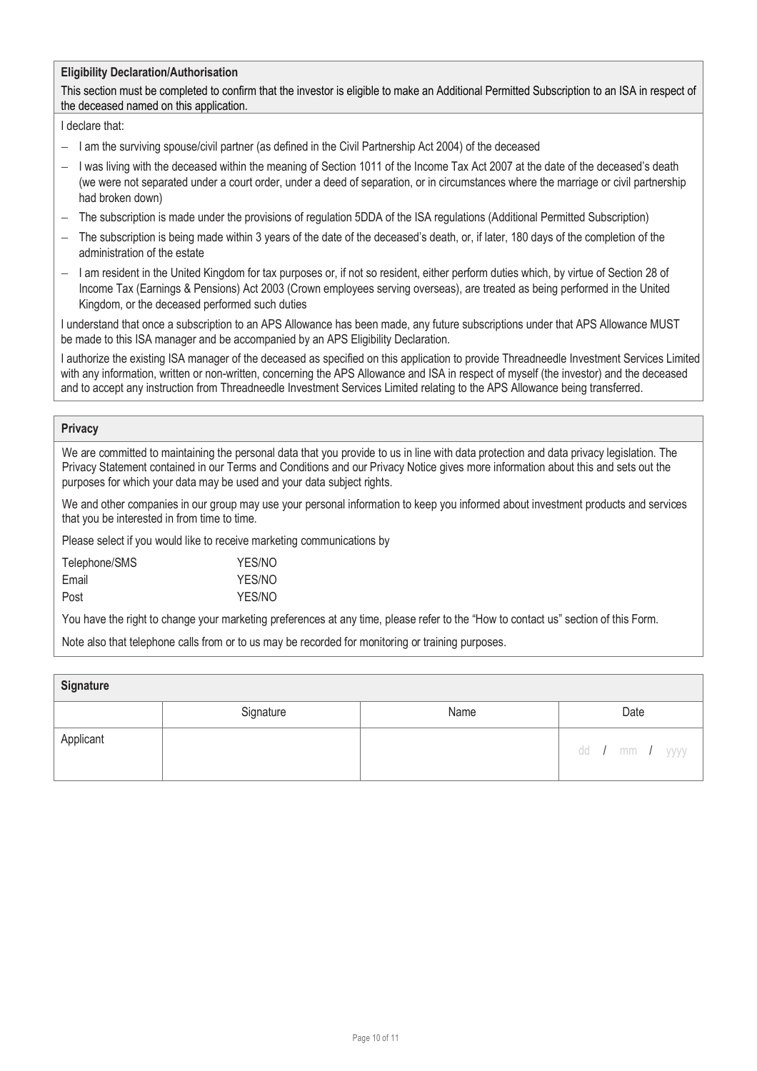**Eligibility Declaration/Authorisation**

This section must be completed to confirm that the investor is eligible to make an Additional Permitted Subscription to an ISA in respect of the deceased named on this application.

I declare that:

- I am the surviving spouse/civil partner (as defined in the Civil Partnership Act 2004) of the deceased
- I was living with the deceased within the meaning of Section 1011 of the Income Tax Act 2007 at the date of the deceased's death (we were not separated under a court order, under a deed of separation, or in circumstances where the marriage or civil partnership had broken down)
- The subscription is made under the provisions of regulation 5DDA of the ISA regulations (Additional Permitted Subscription)
- The subscription is being made within 3 years of the date of the deceased's death, or, if later, 180 days of the completion of the administration of the estate
- I am resident in the United Kingdom for tax purposes or, if not so resident, either perform duties which, by virtue of Section 28 of Income Tax (Earnings & Pensions) Act 2003 (Crown employees serving overseas), are treated as being performed in the United Kingdom, or the deceased performed such duties

I understand that once a subscription to an APS Allowance has been made, any future subscriptions under that APS Allowance MUST be made to this ISA manager and be accompanied by an APS Eligibility Declaration.

I authorize the existing ISA manager of the deceased as specified on this application to provide Threadneedle Investment Services Limited with any information, written or non-written, concerning the APS Allowance and ISA in respect of myself (the investor) and the deceased and to accept any instruction from Threadneedle Investment Services Limited relating to the APS Allowance being transferred.

**Privacy**

We are committed to maintaining the personal data that you provide to us in line with data protection and data privacy legislation. The Privacy Statement contained in our Terms and Conditions and our Privacy Notice gives more information about this and sets out the purposes for which your data may be used and your data subject rights.

We and other companies in our group may use your personal information to keep you informed about investment products and services that you be interested in from time to time.

Please select if you would like to receive marketing communications by

| | |
|---|---|
| Telephone/SMS | YES/NO |
| Email | YES/NO |
| Post | YES/NO |

You have the right to change your marketing preferences at any time, please refer to the "How to contact us" section of this Form.

Note also that telephone calls from or to us may be recorded for monitoring or training purposes.

**Signature**

| | Signature | Name | Date |
|---|---|---|---|
| Applicant | | | dd / mm / yyyy |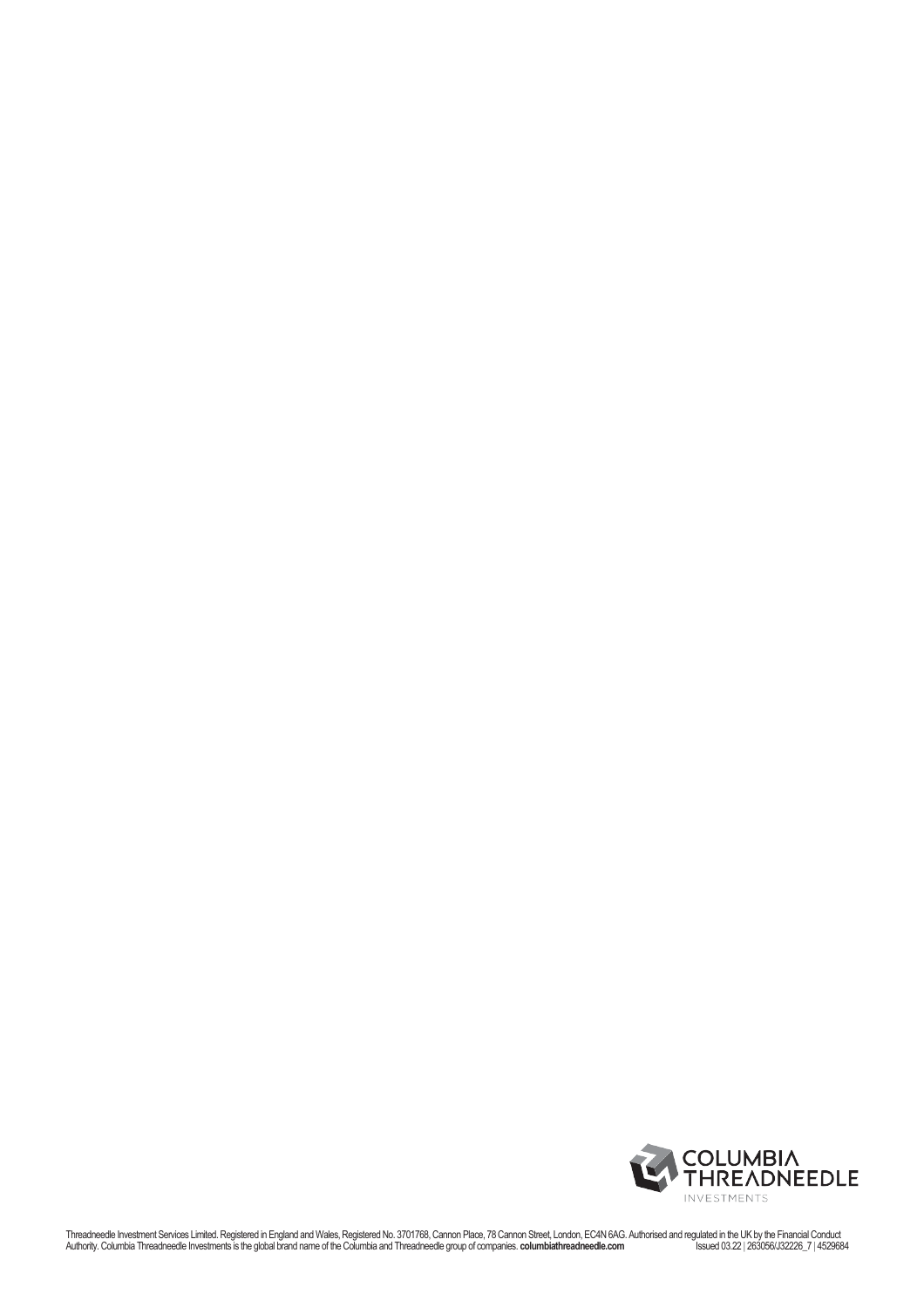COLUMBIA THREADNEEDLE

INVESTMENTS

Threadneedle Investment Services Limited. Registered in England and Wales, Registered No. 3701768, Cannon Place, 78 Cannon Street, London, EC4N 6AG. Authorised and regulated in the UK by the Financial Conduct Authority. Columbia Threadneedle Investments is the global brand name of the Columbia and Threadneedle group of companies. **columbiathreadneedle.com** Issued 03.22 | 263056/J32226_7 | 4529684